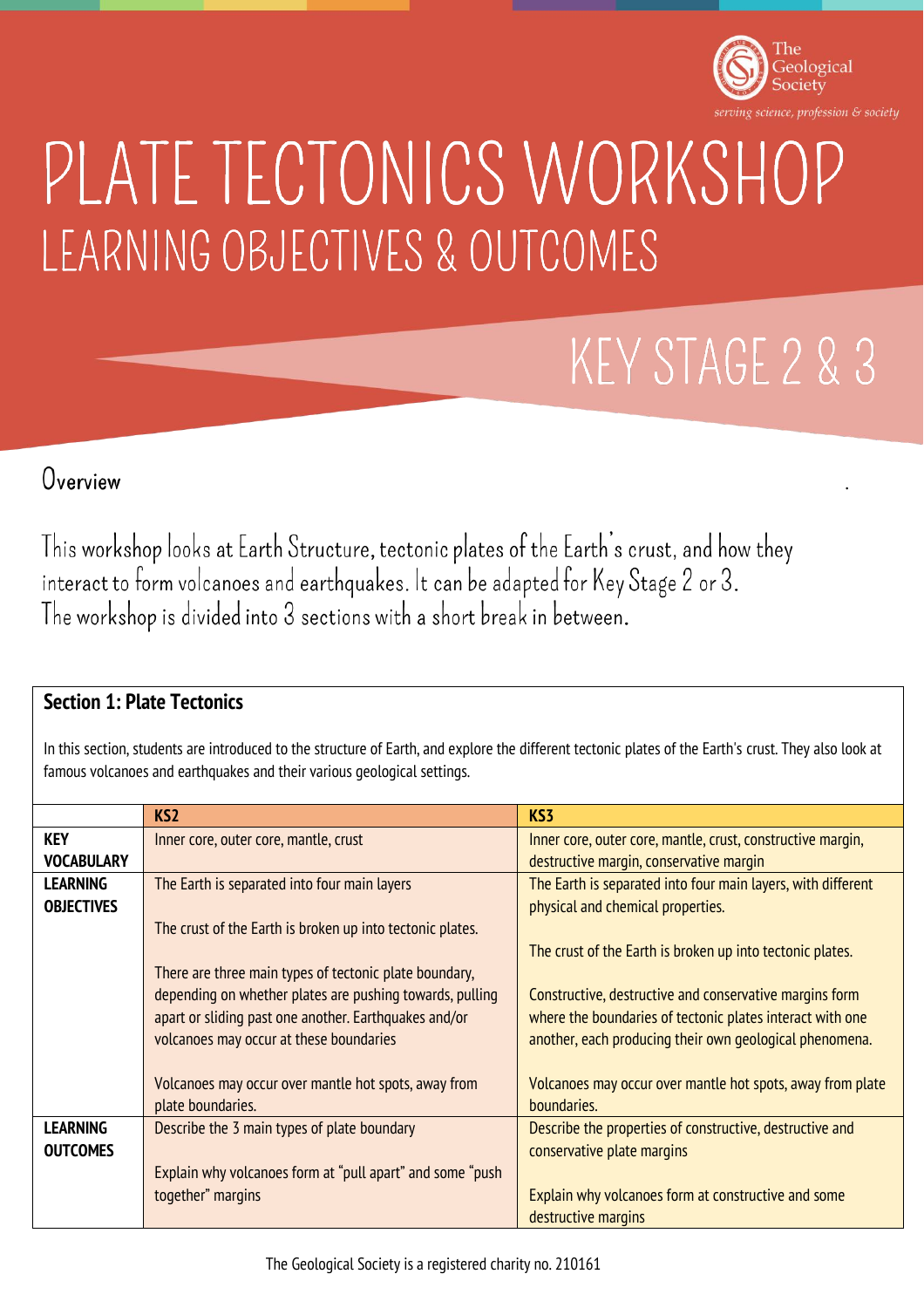The Geological Society

*serving science, profession & society*

# PLATE TECTONICS WORKSHOP

## LEARNING OBJECTIVES & OUTCOMES

## KEY STAGE 2 & 3

### Overview

This workshop looks at Earth Structure, tectonic plates of the Earth's crust, and how they interact to form volcanoes and earthquakes. It can be adapted for Key Stage 2 or 3. The workshop is divided into 3 sections with a short break in between.

### Section 1: Plate Tectonics

In this section, students are introduced to the structure of Earth, and explore the different tectonic plates of the Earth's crust. They also look at famous volcanoes and earthquakes and their various geological settings.

| | KS2 | KS3 |
|---|---|---|
| **KEY VOCABULARY** | Inner core, outer core, mantle, crust | Inner core, outer core, mantle, crust, constructive margin, destructive margin, conservative margin |
| **LEARNING OBJECTIVES** | The Earth is separated into four main layers<br><br>The crust of the Earth is broken up into tectonic plates.<br><br>There are three main types of tectonic plate boundary, depending on whether plates are pushing towards, pulling apart or sliding past one another. Earthquakes and/or volcanoes may occur at these boundaries<br><br>Volcanoes may occur over mantle hot spots, away from plate boundaries. | The Earth is separated into four main layers, with different physical and chemical properties.<br><br>The crust of the Earth is broken up into tectonic plates.<br><br>Constructive, destructive and conservative margins form where the boundaries of tectonic plates interact with one another, each producing their own geological phenomena.<br><br>Volcanoes may occur over mantle hot spots, away from plate boundaries. |
| **LEARNING OUTCOMES** | Describe the 3 main types of plate boundary<br><br>Explain why volcanoes form at "pull apart" and some "push together" margins | Describe the properties of constructive, destructive and conservative plate margins<br><br>Explain why volcanoes form at constructive and some destructive margins |

The Geological Society is a registered charity no. 210161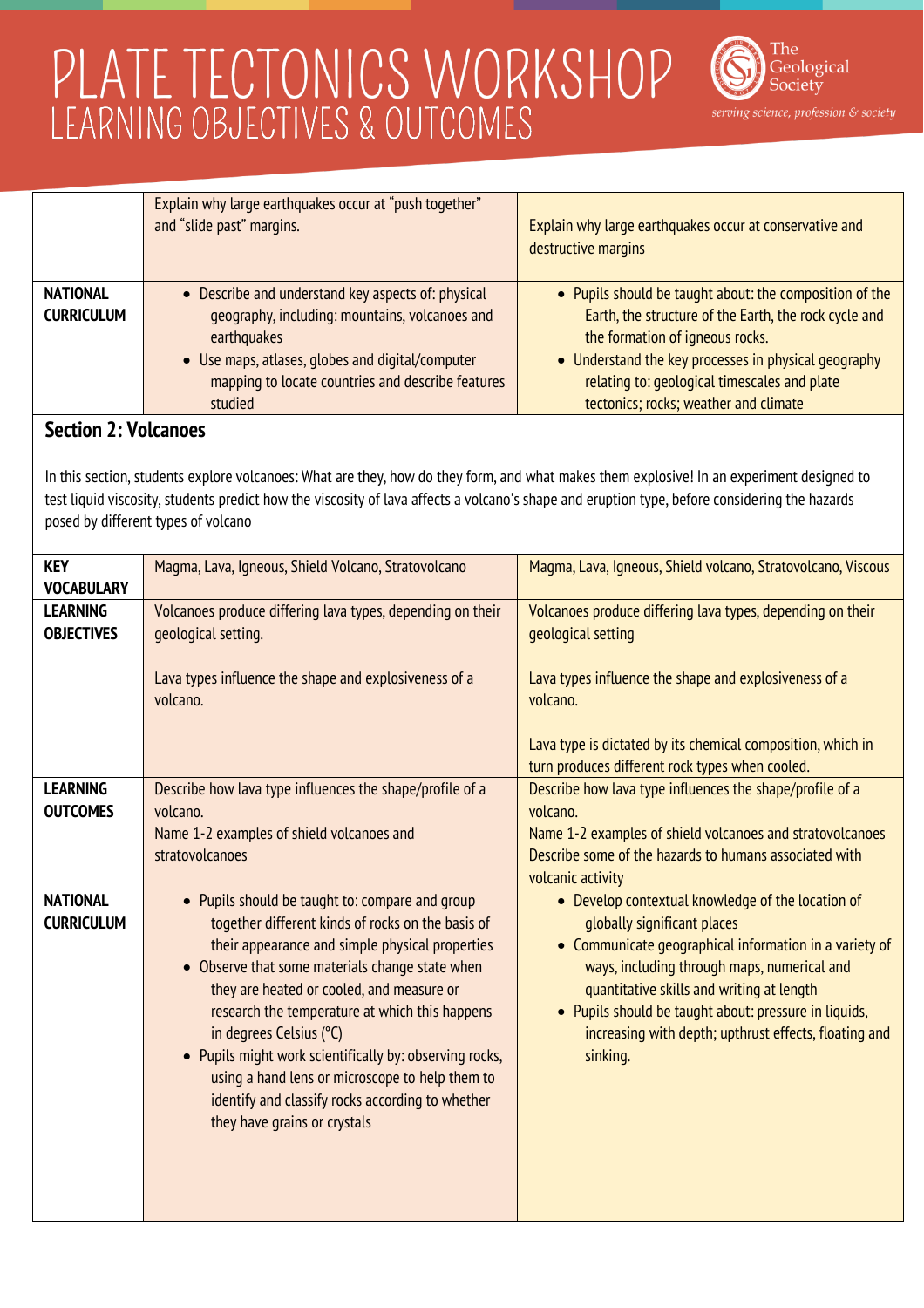# PLATE TECTONICS WORKSHOP

## LEARNING OBJECTIVES & OUTCOMES

| | | |
|---|---|---|
| | Explain why large earthquakes occur at "push together" and "slide past" margins. | Explain why large earthquakes occur at conservative and destructive margins |
| **NATIONAL CURRICULUM** | • Describe and understand key aspects of: physical geography, including: mountains, volcanoes and earthquakes<br>• Use maps, atlases, globes and digital/computer mapping to locate countries and describe features studied | • Pupils should be taught about: the composition of the Earth, the structure of the Earth, the rock cycle and the formation of igneous rocks.<br>• Understand the key processes in physical geography relating to: geological timescales and plate tectonics; rocks; weather and climate |

## Section 2: Volcanoes

In this section, students explore volcanoes: What are they, how do they form, and what makes them explosive! In an experiment designed to test liquid viscosity, students predict how the viscosity of lava affects a volcano's shape and eruption type, before considering the hazards posed by different types of volcano

| | | |
|---|---|---|
| **KEY VOCABULARY** | Magma, Lava, Igneous, Shield Volcano, Stratovolcano | Magma, Lava, Igneous, Shield volcano, Stratovolcano, Viscous |
| **LEARNING OBJECTIVES** | Volcanoes produce differing lava types, depending on their geological setting.<br><br>Lava types influence the shape and explosiveness of a volcano. | Volcanoes produce differing lava types, depending on their geological setting<br><br>Lava types influence the shape and explosiveness of a volcano.<br><br>Lava type is dictated by its chemical composition, which in turn produces different rock types when cooled. |
| **LEARNING OUTCOMES** | Describe how lava type influences the shape/profile of a volcano.<br>Name 1-2 examples of shield volcanoes and stratovolcanoes | Describe how lava type influences the shape/profile of a volcano.<br>Name 1-2 examples of shield volcanoes and stratovolcanoes<br>Describe some of the hazards to humans associated with volcanic activity |
| **NATIONAL CURRICULUM** | • Pupils should be taught to: compare and group together different kinds of rocks on the basis of their appearance and simple physical properties<br>• Observe that some materials change state when they are heated or cooled, and measure or research the temperature at which this happens in degrees Celsius (°C)<br>• Pupils might work scientifically by: observing rocks, using a hand lens or microscope to help them to identify and classify rocks according to whether they have grains or crystals | • Develop contextual knowledge of the location of globally significant places<br>• Communicate geographical information in a variety of ways, including through maps, numerical and quantitative skills and writing at length<br>• Pupils should be taught about: pressure in liquids, increasing with depth; upthrust effects, floating and sinking. |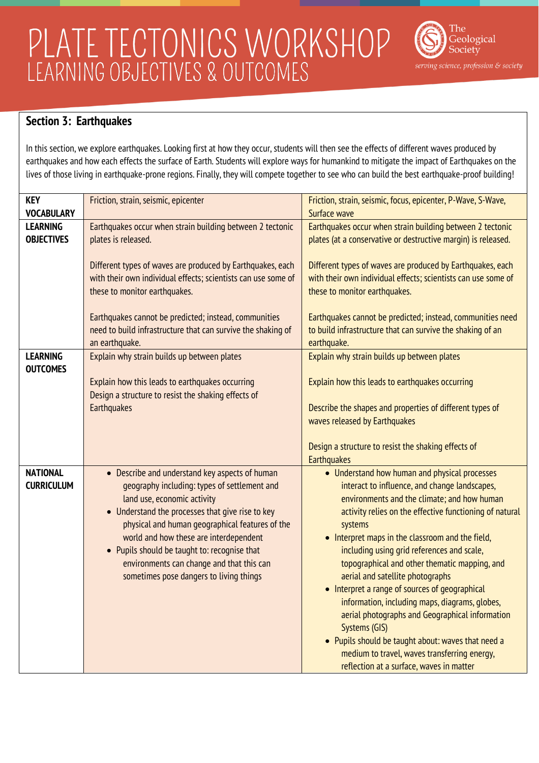# PLATE TECTONICS WORKSHOP

## LEARNING OBJECTIVES & OUTCOMES

The Geological Society

*serving science, profession & society*

### Section 3: Earthquakes

In this section, we explore earthquakes. Looking first at how they occur, students will then see the effects of different waves produced by earthquakes and how each effects the surface of Earth. Students will explore ways for humankind to mitigate the impact of Earthquakes on the lives of those living in earthquake-prone regions. Finally, they will compete together to see who can build the best earthquake-proof building!

| | | |
|---|---|---|
| **KEY VOCABULARY** | Friction, strain, seismic, epicenter | Friction, strain, seismic, focus, epicenter, P-Wave, S-Wave, Surface wave |
| **LEARNING OBJECTIVES** | Earthquakes occur when strain building between 2 tectonic plates is released.<br><br>Different types of waves are produced by Earthquakes, each with their own individual effects; scientists can use some of these to monitor earthquakes.<br><br>Earthquakes cannot be predicted; instead, communities need to build infrastructure that can survive the shaking of an earthquake. | Earthquakes occur when strain building between 2 tectonic plates (at a conservative or destructive margin) is released.<br><br>Different types of waves are produced by Earthquakes, each with their own individual effects; scientists can use some of these to monitor earthquakes.<br><br>Earthquakes cannot be predicted; instead, communities need to build infrastructure that can survive the shaking of an earthquake. |
| **LEARNING OUTCOMES** | Explain why strain builds up between plates<br><br>Explain how this leads to earthquakes occurring<br>Design a structure to resist the shaking effects of Earthquakes | Explain why strain builds up between plates<br><br>Explain how this leads to earthquakes occurring<br><br>Describe the shapes and properties of different types of waves released by Earthquakes<br><br>Design a structure to resist the shaking effects of Earthquakes |
| **NATIONAL CURRICULUM** | • Describe and understand key aspects of human geography including: types of settlement and land use, economic activity<br>• Understand the processes that give rise to key physical and human geographical features of the world and how these are interdependent<br>• Pupils should be taught to: recognise that environments can change and that this can sometimes pose dangers to living things | • Understand how human and physical processes interact to influence, and change landscapes, environments and the climate; and how human activity relies on the effective functioning of natural systems<br>• Interpret maps in the classroom and the field, including using grid references and scale, topographical and other thematic mapping, and aerial and satellite photographs<br>• Interpret a range of sources of geographical information, including maps, diagrams, globes, aerial photographs and Geographical information Systems (GIS)<br>• Pupils should be taught about: waves that need a medium to travel, waves transferring energy, reflection at a surface, waves in matter |